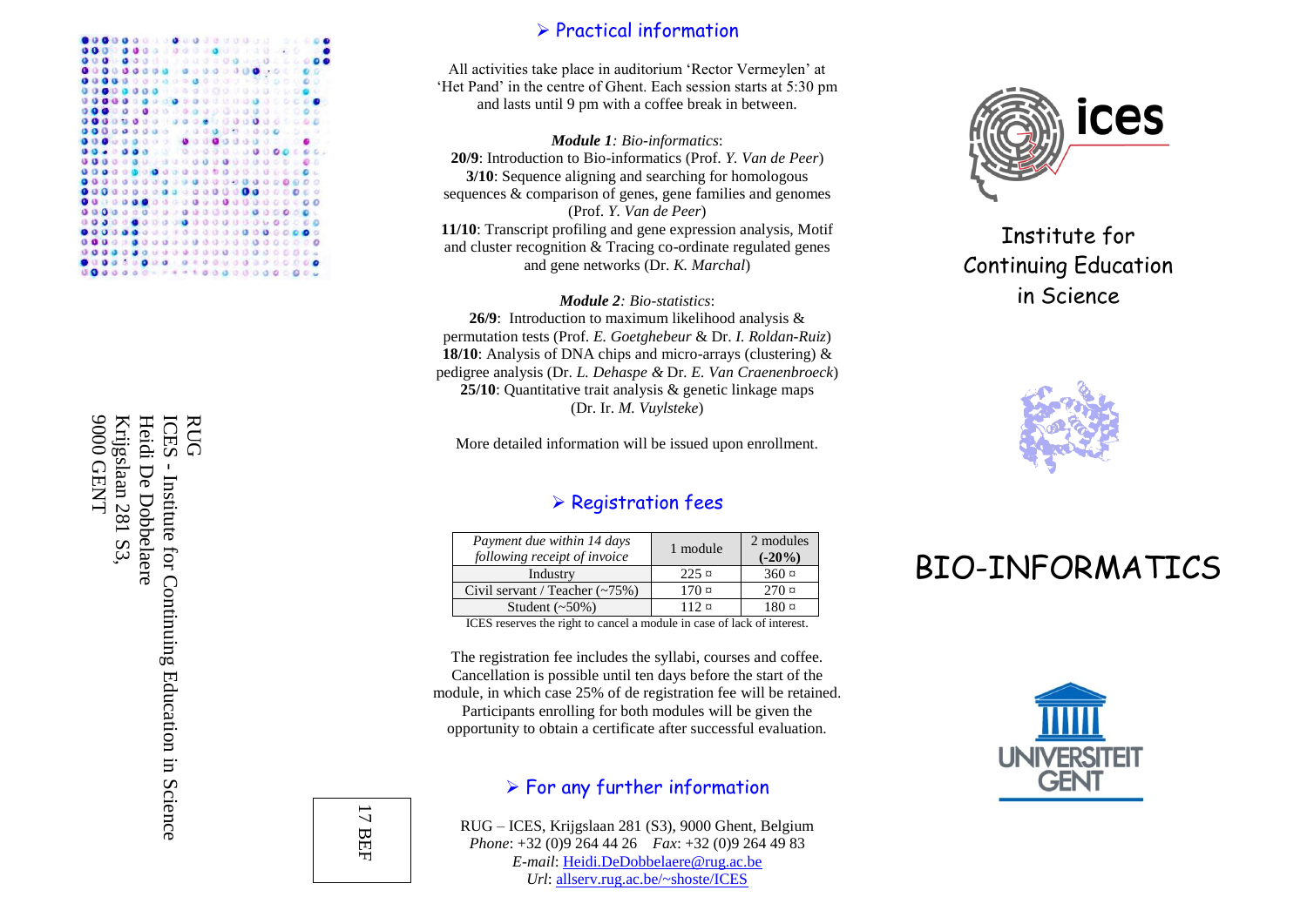RUG
ICES - Institute for Continuing Education in Science
Heidi De Dobbelaere
Krijgslaan 281 S3,
9000 GENT

17 BEF

## ➢ Practical information

All activities take place in auditorium 'Rector Vermeylen' at 'Het Pand' in the centre of Ghent. Each session starts at 5:30 pm and lasts until 9 pm with a coffee break in between.

***Module 1**: Bio-informatics*:
**20/9**: Introduction to Bio-informatics (Prof. *Y. Van de Peer*)
**3/10**: Sequence aligning and searching for homologous sequences & comparison of genes, gene families and genomes (Prof. *Y. Van de Peer*)
**11/10**: Transcript profiling and gene expression analysis, Motif and cluster recognition & Tracing co-ordinate regulated genes and gene networks (Dr. *K. Marchal*)

***Module 2**: Bio-statistics*:
**26/9**: Introduction to maximum likelihood analysis & permutation tests (Prof. *E. Goetghebeur* & Dr. *I. Roldan-Ruiz*)
**18/10**: Analysis of DNA chips and micro-arrays (clustering) & pedigree analysis (Dr. *L. Dehaspe* & Dr. *E. Van Craenenbroeck*)
**25/10**: Quantitative trait analysis & genetic linkage maps (Dr. Ir. *M. Vuylsteke*)

More detailed information will be issued upon enrollment.

## ➢ Registration fees

| *Payment due within 14 days following receipt of invoice* | 1 module | 2 modules **(-20%)** |
|---|---|---|
| Industry | 225 ¤ | 360 ¤ |
| Civil servant / Teacher (~75%) | 170 ¤ | 270 ¤ |
| Student (~50%) | 112 ¤ | 180 ¤ |

ICES reserves the right to cancel a module in case of lack of interest.

The registration fee includes the syllabi, courses and coffee. Cancellation is possible until ten days before the start of the module, in which case 25% of de registration fee will be retained. Participants enrolling for both modules will be given the opportunity to obtain a certificate after successful evaluation.

## ➢ For any further information

RUG – ICES, Krijgslaan 281 (S3), 9000 Ghent, Belgium
*Phone*: +32 (0)9 264 44 26 *Fax*: +32 (0)9 264 49 83
*E-mail*: Heidi.DeDobbelaere@rug.ac.be
*Url*: allserv.rug.ac.be/~shoste/ICES

ices

Institute for Continuing Education in Science

# BIO-INFORMATICS

UNIVERSITEIT GENT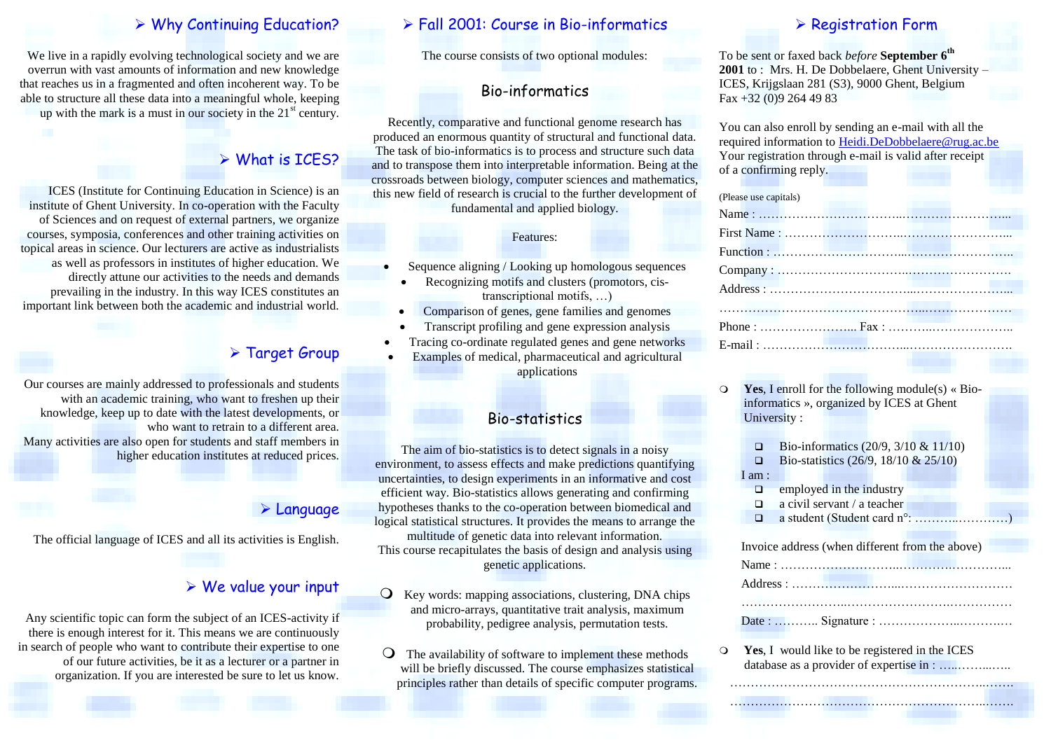## ➢ Why Continuing Education?

We live in a rapidly evolving technological society and we are overrun with vast amounts of information and new knowledge that reaches us in a fragmented and often incoherent way. To be able to structure all these data into a meaningful whole, keeping up with the mark is a must in our society in the 21st century.

## ➢ What is ICES?

ICES (Institute for Continuing Education in Science) is an institute of Ghent University. In co-operation with the Faculty of Sciences and on request of external partners, we organize courses, symposia, conferences and other training activities on topical areas in science. Our lecturers are active as industrialists as well as professors in institutes of higher education. We directly attune our activities to the needs and demands prevailing in the industry. In this way ICES constitutes an important link between both the academic and industrial world.

## ➢ Target Group

Our courses are mainly addressed to professionals and students with an academic training, who want to freshen up their knowledge, keep up to date with the latest developments, or who want to retrain to a different area.
Many activities are also open for students and staff members in higher education institutes at reduced prices.

## ➢ Language

The official language of ICES and all its activities is English.

## ➢ We value your input

Any scientific topic can form the subject of an ICES-activity if there is enough interest for it. This means we are continuously in search of people who want to contribute their expertise to one of our future activities, be it as a lecturer or a partner in organization. If you are interested be sure to let us know.

## ➢ Fall 2001: Course in Bio-informatics

The course consists of two optional modules:

### Bio-informatics

Recently, comparative and functional genome research has produced an enormous quantity of structural and functional data. The task of bio-informatics is to process and structure such data and to transpose them into interpretable information. Being at the crossroads between biology, computer sciences and mathematics, this new field of research is crucial to the further development of fundamental and applied biology.

Features:

- Sequence aligning / Looking up homologous sequences
- Recognizing motifs and clusters (promotors, cis-transcriptional motifs, …)
- Comparison of genes, gene families and genomes
- Transcript profiling and gene expression analysis
- Tracing co-ordinate regulated genes and gene networks
- Examples of medical, pharmaceutical and agricultural applications

### Bio-statistics

The aim of bio-statistics is to detect signals in a noisy environment, to assess effects and make predictions quantifying uncertainties, to design experiments in an informative and cost efficient way. Bio-statistics allows generating and confirming hypotheses thanks to the co-operation between biomedical and logical statistical structures. It provides the means to arrange the multitude of genetic data into relevant information.
This course recapitulates the basis of design and analysis using genetic applications.

- Key words: mapping associations, clustering, DNA chips and micro-arrays, quantitative trait analysis, maximum probability, pedigree analysis, permutation tests.

- The availability of software to implement these methods will be briefly discussed. The course emphasizes statistical principles rather than details of specific computer programs.

## ➢ Registration Form

To be sent or faxed back *before* **September 6th 2001** to : Mrs. H. De Dobbelaere, Ghent University – ICES, Krijgslaan 281 (S3), 9000 Ghent, Belgium
Fax +32 (0)9 264 49 83

You can also enroll by sending an e-mail with all the required information to Heidi.DeDobbelaere@rug.ac.be
Your registration through e-mail is valid after receipt of a confirming reply.

(Please use capitals)

Name : ……………………………..……………………...
First Name : ………………………..……………………...
Function : …………………………..……………………..
Company : …………………………..…………………….
Address : ……………………………...…………………...
………………………………………….....………………
Phone : ………………….... Fax : ………..………………..
E-mail : ……………………………....…………………….

❍ **Yes**, I enroll for the following module(s) « Bio-informatics », organized by ICES at Ghent University :

- ❑ Bio-informatics (20/9, 3/10 & 11/10)
- ❑ Bio-statistics (26/9, 18/10 & 25/10)

I am :

- ❑ employed in the industry
- ❑ a civil servant / a teacher
- ❑ a student (Student card n°: ……….…………)

Invoice address (when different from the above)
Name : ………………………..………..……………...
Address : ……………………...………………………
……………………..…………………….……………
Date : ……….. Signature : ………………..………..…

❍ **Yes**, I would like to be registered in the ICES database as a provider of expertise in : …..……...…..
…………………………………………………………..……..
…………………………………………………………..……..